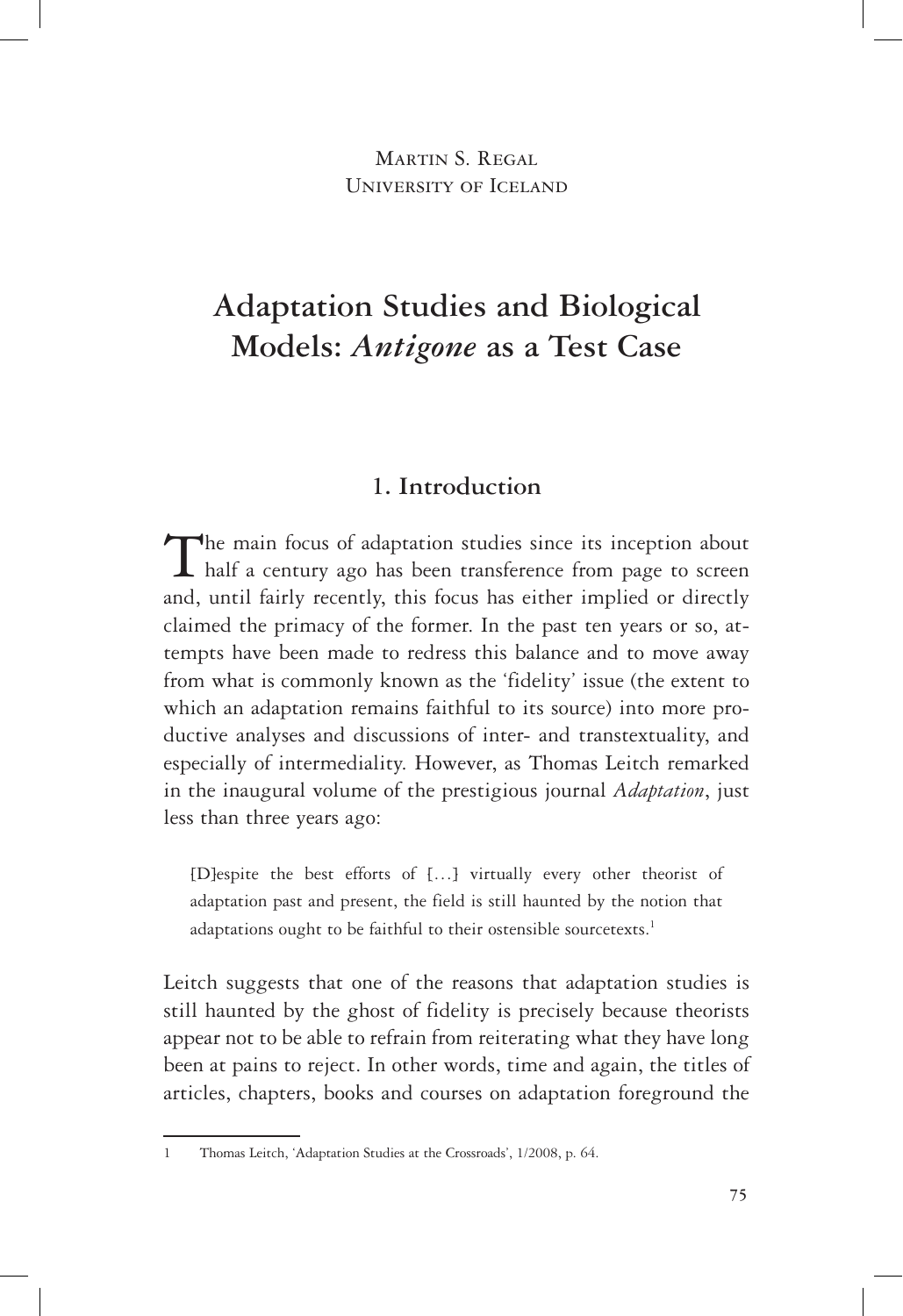Martin S. Regal
University of Iceland

# Adaptation Studies and Biological Models: *Antigone* as a Test Case

## 1. Introduction

The main focus of adaptation studies since its inception about half a century ago has been transference from page to screen and, until fairly recently, this focus has either implied or directly claimed the primacy of the former. In the past ten years or so, attempts have been made to redress this balance and to move away from what is commonly known as the 'fidelity' issue (the extent to which an adaptation remains faithful to its source) into more productive analyses and discussions of inter- and transtextuality, and especially of intermediality. However, as Thomas Leitch remarked in the inaugural volume of the prestigious journal *Adaptation*, just less than three years ago:

> [D]espite the best efforts of […] virtually every other theorist of adaptation past and present, the field is still haunted by the notion that adaptations ought to be faithful to their ostensible sourcetexts.[1]

Leitch suggests that one of the reasons that adaptation studies is still haunted by the ghost of fidelity is precisely because theorists appear not to be able to refrain from reiterating what they have long been at pains to reject. In other words, time and again, the titles of articles, chapters, books and courses on adaptation foreground the

---

1 Thomas Leitch, 'Adaptation Studies at the Crossroads', 1/2008, p. 64.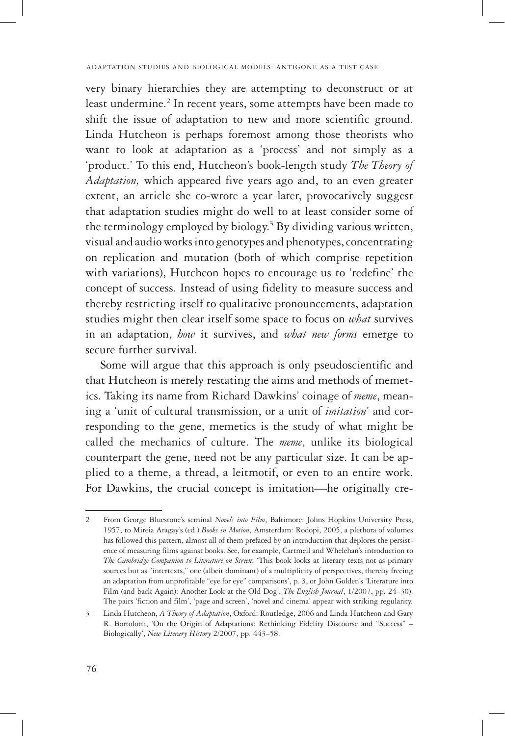very binary hierarchies they are attempting to deconstruct or at least undermine.[2] In recent years, some attempts have been made to shift the issue of adaptation to new and more scientific ground. Linda Hutcheon is perhaps foremost among those theorists who want to look at adaptation as a 'process' and not simply as a 'product.' To this end, Hutcheon's book-length study *The Theory of Adaptation,* which appeared five years ago and, to an even greater extent, an article she co-wrote a year later, provocatively suggest that adaptation studies might do well to at least consider some of the terminology employed by biology.[3] By dividing various written, visual and audio works into genotypes and phenotypes, concentrating on replication and mutation (both of which comprise repetition with variations), Hutcheon hopes to encourage us to 'redefine' the concept of success. Instead of using fidelity to measure success and thereby restricting itself to qualitative pronouncements, adaptation studies might then clear itself some space to focus on *what* survives in an adaptation, *how* it survives, and *what new forms* emerge to secure further survival.

Some will argue that this approach is only pseudoscientific and that Hutcheon is merely restating the aims and methods of memetics. Taking its name from Richard Dawkins' coinage of *meme*, meaning a 'unit of cultural transmission, or a unit of *imitation*' and corresponding to the gene, memetics is the study of what might be called the mechanics of culture. The *meme*, unlike its biological counterpart the gene, need not be any particular size. It can be applied to a theme, a thread, a leitmotif, or even to an entire work. For Dawkins, the crucial concept is imitation—he originally cre-

---

2 From George Bluestone's seminal *Novels into Film*, Baltimore: Johns Hopkins University Press, 1957, to Mireia Aragay's (ed.) *Books in Motion*, Amsterdam: Rodopi, 2005, a plethora of volumes has followed this pattern, almost all of them prefaced by an introduction that deplores the persistence of measuring films against books. See, for example, Cartmell and Whelehan's introduction to *The Cambridge Companion to Literature on Screen*: 'This book looks at literary texts not as primary sources but as "intertexts," one (albeit dominant) of a multiplicity of perspectives, thereby freeing an adaptation from unprofitable "eye for eye" comparisons', p. 3, or John Golden's 'Literature into Film (and back Again): Another Look at the Old Dog', *The English Journal*, 1/2007, pp. 24–30). The pairs 'fiction and film', 'page and screen', 'novel and cinema' appear with striking regularity.

3 Linda Hutcheon, *A Theory of Adaptation*, Oxford: Routledge, 2006 and Linda Hutcheon and Gary R. Bortolotti, 'On the Origin of Adaptations: Rethinking Fidelity Discourse and "Success" – Biologically', *New Literary History* 2/2007, pp. 443–58.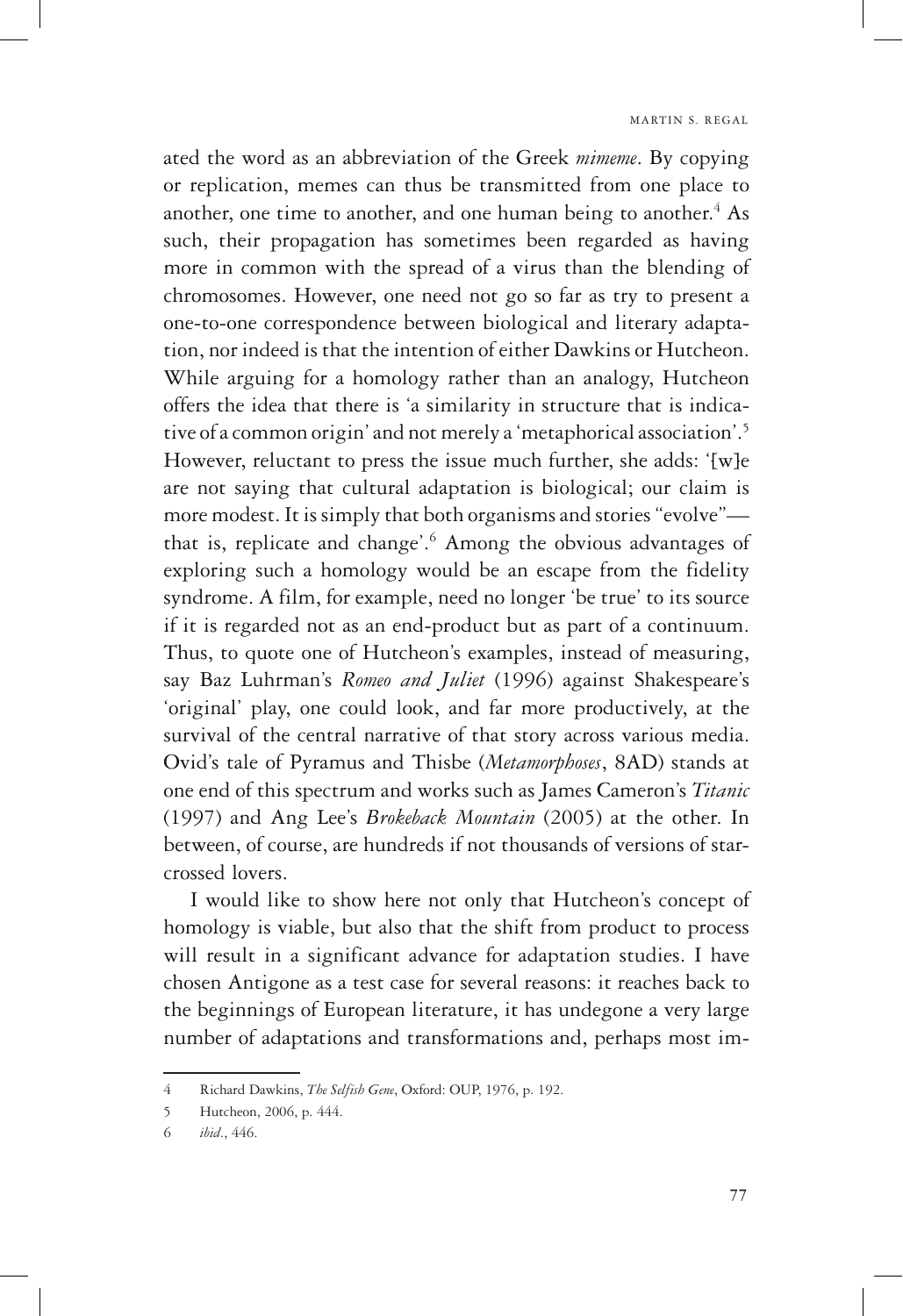ated the word as an abbreviation of the Greek *mimeme*. By copying or replication, memes can thus be transmitted from one place to another, one time to another, and one human being to another.[4] As such, their propagation has sometimes been regarded as having more in common with the spread of a virus than the blending of chromosomes. However, one need not go so far as try to present a one-to-one correspondence between biological and literary adaptation, nor indeed is that the intention of either Dawkins or Hutcheon. While arguing for a homology rather than an analogy, Hutcheon offers the idea that there is 'a similarity in structure that is indicative of a common origin' and not merely a 'metaphorical association'.[5] However, reluctant to press the issue much further, she adds: '[w]e are not saying that cultural adaptation is biological; our claim is more modest. It is simply that both organisms and stories "evolve"—that is, replicate and change'.[6] Among the obvious advantages of exploring such a homology would be an escape from the fidelity syndrome. A film, for example, need no longer 'be true' to its source if it is regarded not as an end-product but as part of a continuum. Thus, to quote one of Hutcheon's examples, instead of measuring, say Baz Luhrman's *Romeo and Juliet* (1996) against Shakespeare's 'original' play, one could look, and far more productively, at the survival of the central narrative of that story across various media. Ovid's tale of Pyramus and Thisbe (*Metamorphoses*, 8AD) stands at one end of this spectrum and works such as James Cameron's *Titanic* (1997) and Ang Lee's *Brokeback Mountain* (2005) at the other. In between, of course, are hundreds if not thousands of versions of star-crossed lovers.

I would like to show here not only that Hutcheon's concept of homology is viable, but also that the shift from product to process will result in a significant advance for adaptation studies. I have chosen Antigone as a test case for several reasons: it reaches back to the beginnings of European literature, it has undegone a very large number of adaptations and transformations and, perhaps most im-

---

4 Richard Dawkins, *The Selfish Gene*, Oxford: OUP, 1976, p. 192.

5 Hutcheon, 2006, p. 444.

6 *ibid*., 446.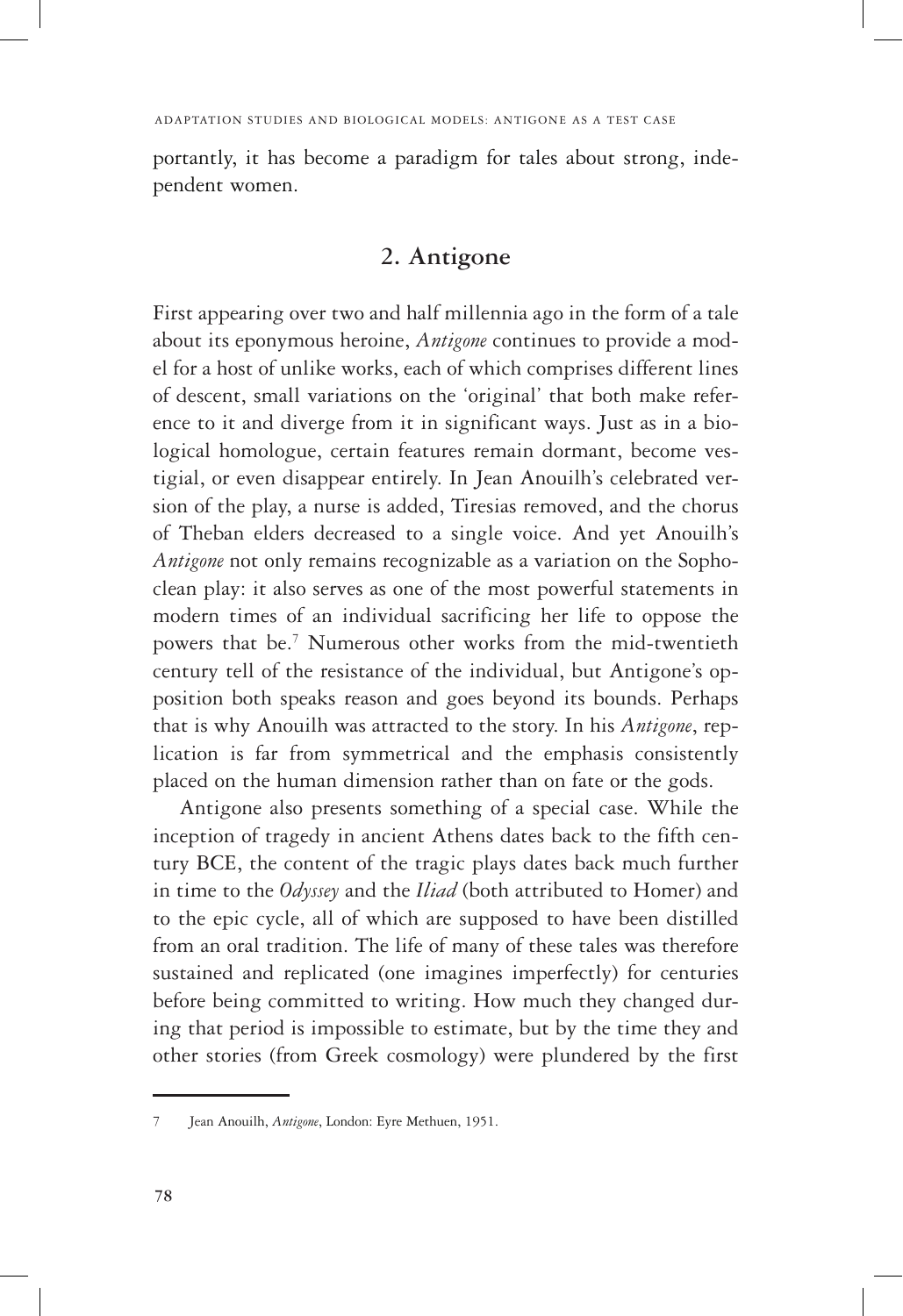portantly, it has become a paradigm for tales about strong, independent women.

## 2. Antigone

First appearing over two and half millennia ago in the form of a tale about its eponymous heroine, *Antigone* continues to provide a model for a host of unlike works, each of which comprises different lines of descent, small variations on the 'original' that both make reference to it and diverge from it in significant ways. Just as in a biological homologue, certain features remain dormant, become vestigial, or even disappear entirely. In Jean Anouilh's celebrated version of the play, a nurse is added, Tiresias removed, and the chorus of Theban elders decreased to a single voice. And yet Anouilh's *Antigone* not only remains recognizable as a variation on the Sophoclean play: it also serves as one of the most powerful statements in modern times of an individual sacrificing her life to oppose the powers that be.[7] Numerous other works from the mid-twentieth century tell of the resistance of the individual, but Antigone's opposition both speaks reason and goes beyond its bounds. Perhaps that is why Anouilh was attracted to the story. In his *Antigone*, replication is far from symmetrical and the emphasis consistently placed on the human dimension rather than on fate or the gods.

Antigone also presents something of a special case. While the inception of tragedy in ancient Athens dates back to the fifth century BCE, the content of the tragic plays dates back much further in time to the *Odyssey* and the *Iliad* (both attributed to Homer) and to the epic cycle, all of which are supposed to have been distilled from an oral tradition. The life of many of these tales was therefore sustained and replicated (one imagines imperfectly) for centuries before being committed to writing. How much they changed during that period is impossible to estimate, but by the time they and other stories (from Greek cosmology) were plundered by the first

---

7 Jean Anouilh, *Antigone*, London: Eyre Methuen, 1951.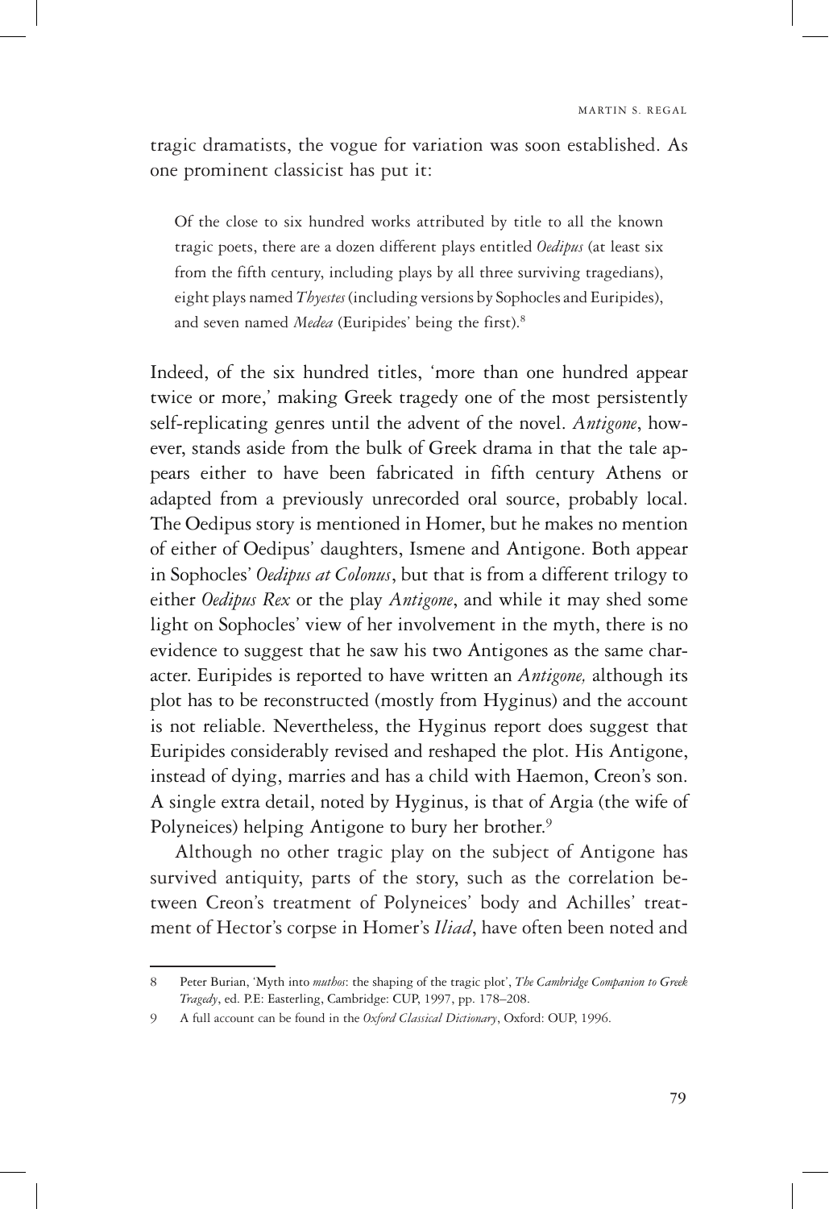tragic dramatists, the vogue for variation was soon established. As one prominent classicist has put it:

> Of the close to six hundred works attributed by title to all the known tragic poets, there are a dozen different plays entitled *Oedipus* (at least six from the fifth century, including plays by all three surviving tragedians), eight plays named *Thyestes* (including versions by Sophocles and Euripides), and seven named *Medea* (Euripides' being the first).[8]

Indeed, of the six hundred titles, 'more than one hundred appear twice or more,' making Greek tragedy one of the most persistently self-replicating genres until the advent of the novel. *Antigone*, however, stands aside from the bulk of Greek drama in that the tale appears either to have been fabricated in fifth century Athens or adapted from a previously unrecorded oral source, probably local. The Oedipus story is mentioned in Homer, but he makes no mention of either of Oedipus' daughters, Ismene and Antigone. Both appear in Sophocles' *Oedipus at Colonus*, but that is from a different trilogy to either *Oedipus Rex* or the play *Antigone*, and while it may shed some light on Sophocles' view of her involvement in the myth, there is no evidence to suggest that he saw his two Antigones as the same character. Euripides is reported to have written an *Antigone,* although its plot has to be reconstructed (mostly from Hyginus) and the account is not reliable. Nevertheless, the Hyginus report does suggest that Euripides considerably revised and reshaped the plot. His Antigone, instead of dying, marries and has a child with Haemon, Creon's son. A single extra detail, noted by Hyginus, is that of Argia (the wife of Polyneices) helping Antigone to bury her brother.[9]

Although no other tragic play on the subject of Antigone has survived antiquity, parts of the story, such as the correlation between Creon's treatment of Polyneices' body and Achilles' treatment of Hector's corpse in Homer's *Iliad*, have often been noted and

---

8 Peter Burian, 'Myth into *muthos*: the shaping of the tragic plot', *The Cambridge Companion to Greek Tragedy*, ed. P.E: Easterling, Cambridge: CUP, 1997, pp. 178–208.

9 A full account can be found in the *Oxford Classical Dictionary*, Oxford: OUP, 1996.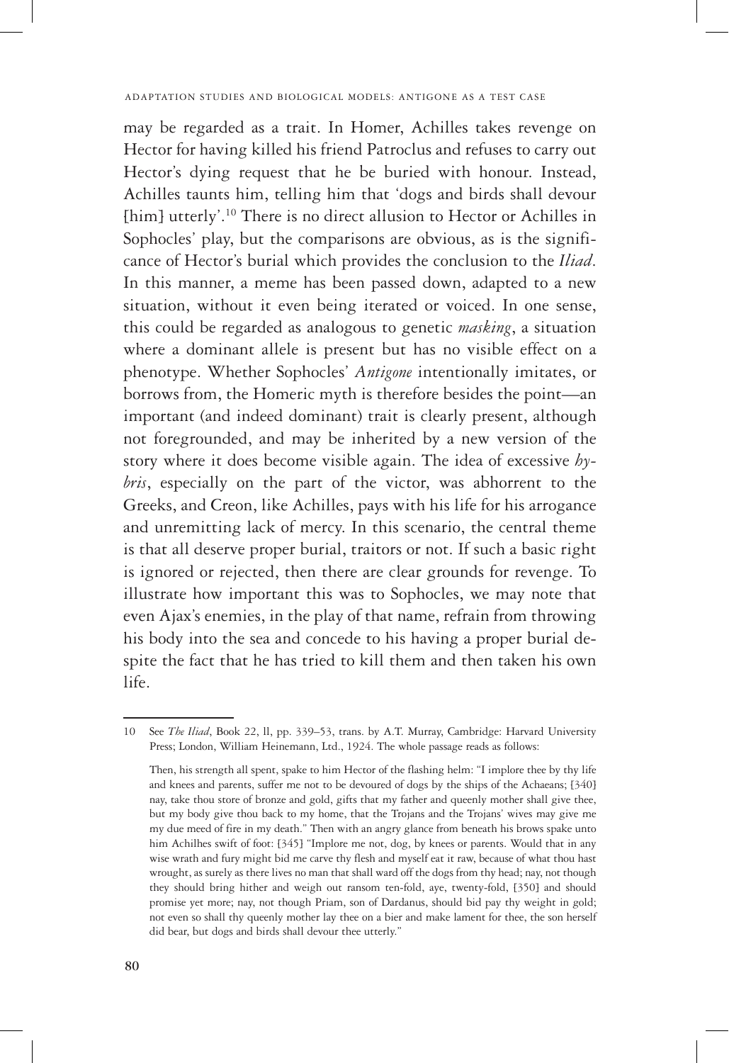may be regarded as a trait. In Homer, Achilles takes revenge on Hector for having killed his friend Patroclus and refuses to carry out Hector's dying request that he be buried with honour. Instead, Achilles taunts him, telling him that 'dogs and birds shall devour [him] utterly'.[10] There is no direct allusion to Hector or Achilles in Sophocles' play, but the comparisons are obvious, as is the significance of Hector's burial which provides the conclusion to the *Iliad*. In this manner, a meme has been passed down, adapted to a new situation, without it even being iterated or voiced. In one sense, this could be regarded as analogous to genetic *masking*, a situation where a dominant allele is present but has no visible effect on a phenotype. Whether Sophocles' *Antigone* intentionally imitates, or borrows from, the Homeric myth is therefore besides the point—an important (and indeed dominant) trait is clearly present, although not foregrounded, and may be inherited by a new version of the story where it does become visible again. The idea of excessive *hybris*, especially on the part of the victor, was abhorrent to the Greeks, and Creon, like Achilles, pays with his life for his arrogance and unremitting lack of mercy. In this scenario, the central theme is that all deserve proper burial, traitors or not. If such a basic right is ignored or rejected, then there are clear grounds for revenge. To illustrate how important this was to Sophocles, we may note that even Ajax's enemies, in the play of that name, refrain from throwing his body into the sea and concede to his having a proper burial despite the fact that he has tried to kill them and then taken his own life.

---

10 See *The Iliad*, Book 22, ll, pp. 339–53, trans. by A.T. Murray, Cambridge: Harvard University Press; London, William Heinemann, Ltd., 1924. The whole passage reads as follows:

Then, his strength all spent, spake to him Hector of the flashing helm: "I implore thee by thy life and knees and parents, suffer me not to be devoured of dogs by the ships of the Achaeans; [340] nay, take thou store of bronze and gold, gifts that my father and queenly mother shall give thee, but my body give thou back to my home, that the Trojans and the Trojans' wives may give me my due meed of fire in my death." Then with an angry glance from beneath his brows spake unto him Achilhes swift of foot: [345] "Implore me not, dog, by knees or parents. Would that in any wise wrath and fury might bid me carve thy flesh and myself eat it raw, because of what thou hast wrought, as surely as there lives no man that shall ward off the dogs from thy head; nay, not though they should bring hither and weigh out ransom ten-fold, aye, twenty-fold, [350] and should promise yet more; nay, not though Priam, son of Dardanus, should bid pay thy weight in gold; not even so shall thy queenly mother lay thee on a bier and make lament for thee, the son herself did bear, but dogs and birds shall devour thee utterly."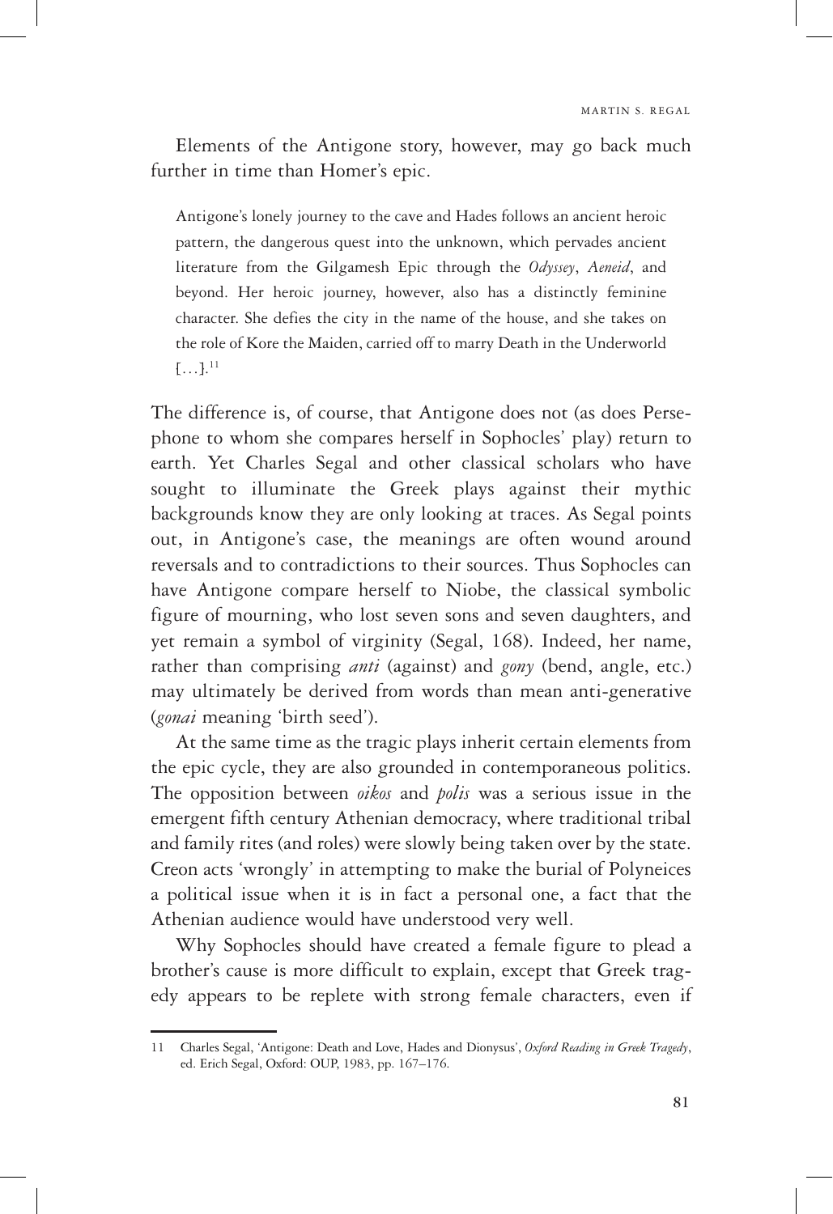Elements of the Antigone story, however, may go back much further in time than Homer's epic.

> Antigone's lonely journey to the cave and Hades follows an ancient heroic pattern, the dangerous quest into the unknown, which pervades ancient literature from the Gilgamesh Epic through the *Odyssey*, *Aeneid*, and beyond. Her heroic journey, however, also has a distinctly feminine character. She defies the city in the name of the house, and she takes on the role of Kore the Maiden, carried off to marry Death in the Underworld […].[11]

The difference is, of course, that Antigone does not (as does Persephone to whom she compares herself in Sophocles' play) return to earth. Yet Charles Segal and other classical scholars who have sought to illuminate the Greek plays against their mythic backgrounds know they are only looking at traces. As Segal points out, in Antigone's case, the meanings are often wound around reversals and to contradictions to their sources. Thus Sophocles can have Antigone compare herself to Niobe, the classical symbolic figure of mourning, who lost seven sons and seven daughters, and yet remain a symbol of virginity (Segal, 168). Indeed, her name, rather than comprising *anti* (against) and *gony* (bend, angle, etc.) may ultimately be derived from words than mean anti-generative (*gonai* meaning 'birth seed').

At the same time as the tragic plays inherit certain elements from the epic cycle, they are also grounded in contemporaneous politics. The opposition between *oikos* and *polis* was a serious issue in the emergent fifth century Athenian democracy, where traditional tribal and family rites (and roles) were slowly being taken over by the state. Creon acts 'wrongly' in attempting to make the burial of Polyneices a political issue when it is in fact a personal one, a fact that the Athenian audience would have understood very well.

Why Sophocles should have created a female figure to plead a brother's cause is more difficult to explain, except that Greek tragedy appears to be replete with strong female characters, even if

---

11 Charles Segal, 'Antigone: Death and Love, Hades and Dionysus', *Oxford Reading in Greek Tragedy*, ed. Erich Segal, Oxford: OUP, 1983, pp. 167–176.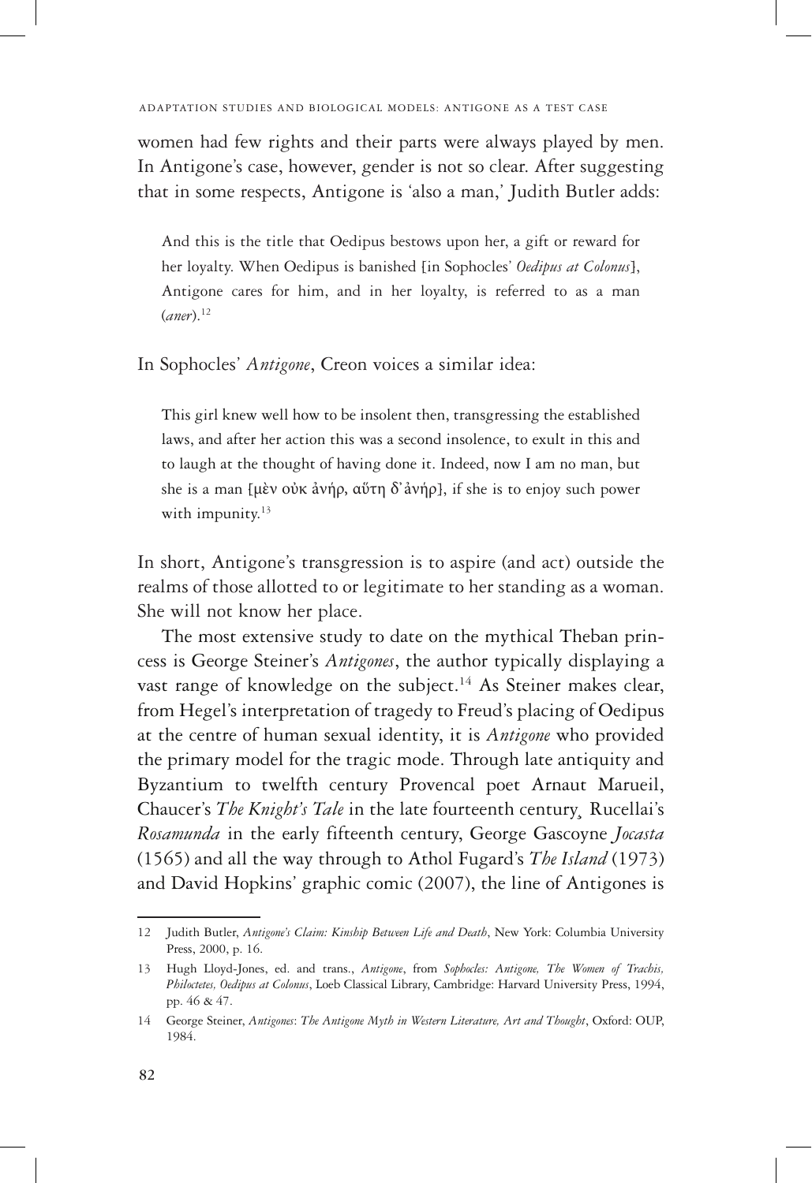women had few rights and their parts were always played by men. In Antigone's case, however, gender is not so clear. After suggesting that in some respects, Antigone is 'also a man,' Judith Butler adds:

> And this is the title that Oedipus bestows upon her, a gift or reward for her loyalty. When Oedipus is banished [in Sophocles' *Oedipus at Colonus*], Antigone cares for him, and in her loyalty, is referred to as a man (*aner*).[12]

In Sophocles' *Antigone*, Creon voices a similar idea:

> This girl knew well how to be insolent then, transgressing the established laws, and after her action this was a second insolence, to exult in this and to laugh at the thought of having done it. Indeed, now I am no man, but she is a man [μὲν οὐκ ἀνήρ, αὕτη δ᾽ἀνήρ], if she is to enjoy such power with impunity.[13]

In short, Antigone's transgression is to aspire (and act) outside the realms of those allotted to or legitimate to her standing as a woman. She will not know her place.

The most extensive study to date on the mythical Theban princess is George Steiner's *Antigones*, the author typically displaying a vast range of knowledge on the subject.[14] As Steiner makes clear, from Hegel's interpretation of tragedy to Freud's placing of Oedipus at the centre of human sexual identity, it is *Antigone* who provided the primary model for the tragic mode. Through late antiquity and Byzantium to twelfth century Provencal poet Arnaut Marueil, Chaucer's *The Knight's Tale* in the late fourteenth century¸ Rucellai's *Rosamunda* in the early fifteenth century, George Gascoyne *Jocasta* (1565) and all the way through to Athol Fugard's *The Island* (1973) and David Hopkins' graphic comic (2007), the line of Antigones is

---

12 Judith Butler, *Antigone's Claim: Kinship Between Life and Death*, New York: Columbia University Press, 2000, p. 16.

13 Hugh Lloyd-Jones, ed. and trans., *Antigone*, from *Sophocles: Antigone, The Women of Trachis, Philoctetes, Oedipus at Colonus*, Loeb Classical Library, Cambridge: Harvard University Press, 1994, pp. 46 & 47.

14 George Steiner, *Antigones*: *The Antigone Myth in Western Literature, Art and Thought*, Oxford: OUP, 1984.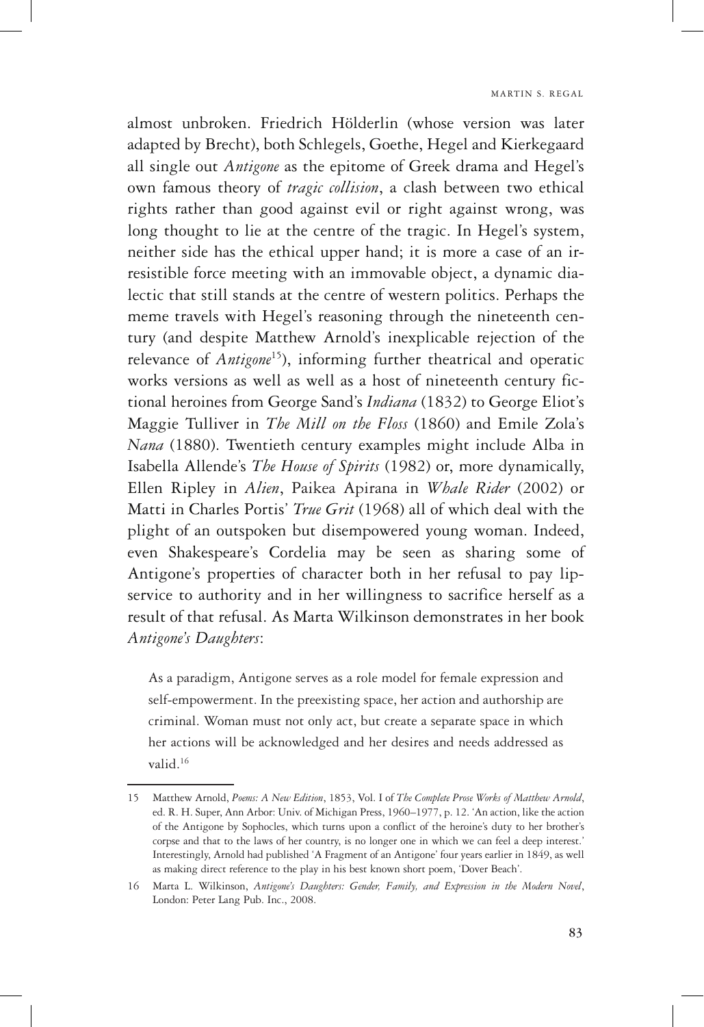almost unbroken. Friedrich Hölderlin (whose version was later adapted by Brecht), both Schlegels, Goethe, Hegel and Kierkegaard all single out *Antigone* as the epitome of Greek drama and Hegel's own famous theory of *tragic collision*, a clash between two ethical rights rather than good against evil or right against wrong, was long thought to lie at the centre of the tragic. In Hegel's system, neither side has the ethical upper hand; it is more a case of an irresistible force meeting with an immovable object, a dynamic dialectic that still stands at the centre of western politics. Perhaps the meme travels with Hegel's reasoning through the nineteenth century (and despite Matthew Arnold's inexplicable rejection of the relevance of *Antigone*[15]), informing further theatrical and operatic works versions as well as well as a host of nineteenth century fictional heroines from George Sand's *Indiana* (1832) to George Eliot's Maggie Tulliver in *The Mill on the Floss* (1860) and Emile Zola's *Nana* (1880). Twentieth century examples might include Alba in Isabella Allende's *The House of Spirits* (1982) or, more dynamically, Ellen Ripley in *Alien*, Paikea Apirana in *Whale Rider* (2002) or Matti in Charles Portis' *True Grit* (1968) all of which deal with the plight of an outspoken but disempowered young woman. Indeed, even Shakespeare's Cordelia may be seen as sharing some of Antigone's properties of character both in her refusal to pay lip-service to authority and in her willingness to sacrifice herself as a result of that refusal. As Marta Wilkinson demonstrates in her book *Antigone's Daughters*:

> As a paradigm, Antigone serves as a role model for female expression and self-empowerment. In the preexisting space, her action and authorship are criminal. Woman must not only act, but create a separate space in which her actions will be acknowledged and her desires and needs addressed as valid.[16]

---

15 Matthew Arnold, *Poems: A New Edition*, 1853, Vol. I of *The Complete Prose Works of Matthew Arnold*, ed. R. H. Super, Ann Arbor: Univ. of Michigan Press, 1960–1977, p. 12. 'An action, like the action of the Antigone by Sophocles, which turns upon a conflict of the heroine's duty to her brother's corpse and that to the laws of her country, is no longer one in which we can feel a deep interest.' Interestingly, Arnold had published 'A Fragment of an Antigone' four years earlier in 1849, as well as making direct reference to the play in his best known short poem, 'Dover Beach'.

16 Marta L. Wilkinson, *Antigone's Daughters: Gender, Family, and Expression in the Modern Novel*, London: Peter Lang Pub. Inc., 2008.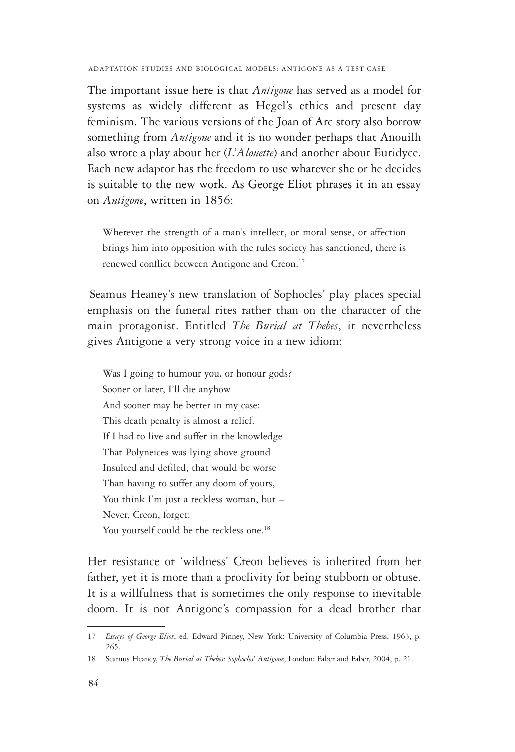The important issue here is that *Antigone* has served as a model for systems as widely different as Hegel's ethics and present day feminism. The various versions of the Joan of Arc story also borrow something from *Antigone* and it is no wonder perhaps that Anouilh also wrote a play about her (*L'Alouette*) and another about Euridyce. Each new adaptor has the freedom to use whatever she or he decides is suitable to the new work. As George Eliot phrases it in an essay on *Antigone*, written in 1856:

> Wherever the strength of a man's intellect, or moral sense, or affection brings him into opposition with the rules society has sanctioned, there is renewed conflict between Antigone and Creon.[17]

Seamus Heaney's new translation of Sophocles' play places special emphasis on the funeral rites rather than on the character of the main protagonist. Entitled *The Burial at Thebes*, it nevertheless gives Antigone a very strong voice in a new idiom:

> Was I going to humour you, or honour gods?
> Sooner or later, I'll die anyhow
> And sooner may be better in my case:
> This death penalty is almost a relief.
> If I had to live and suffer in the knowledge
> That Polyneices was lying above ground
> Insulted and defiled, that would be worse
> Than having to suffer any doom of yours,
> You think I'm just a reckless woman, but –
> Never, Creon, forget:
> You yourself could be the reckless one.[18]

Her resistance or 'wildness' Creon believes is inherited from her father, yet it is more than a proclivity for being stubborn or obtuse. It is a willfulness that is sometimes the only response to inevitable doom. It is not Antigone's compassion for a dead brother that

---

17 *Essays of George Eliot*, ed. Edward Pinney, New York: University of Columbia Press, 1963, p. 265.

18 Seamus Heaney, *The Burial at Thebes: Sophocles' Antigone*, London: Faber and Faber, 2004, p. 21.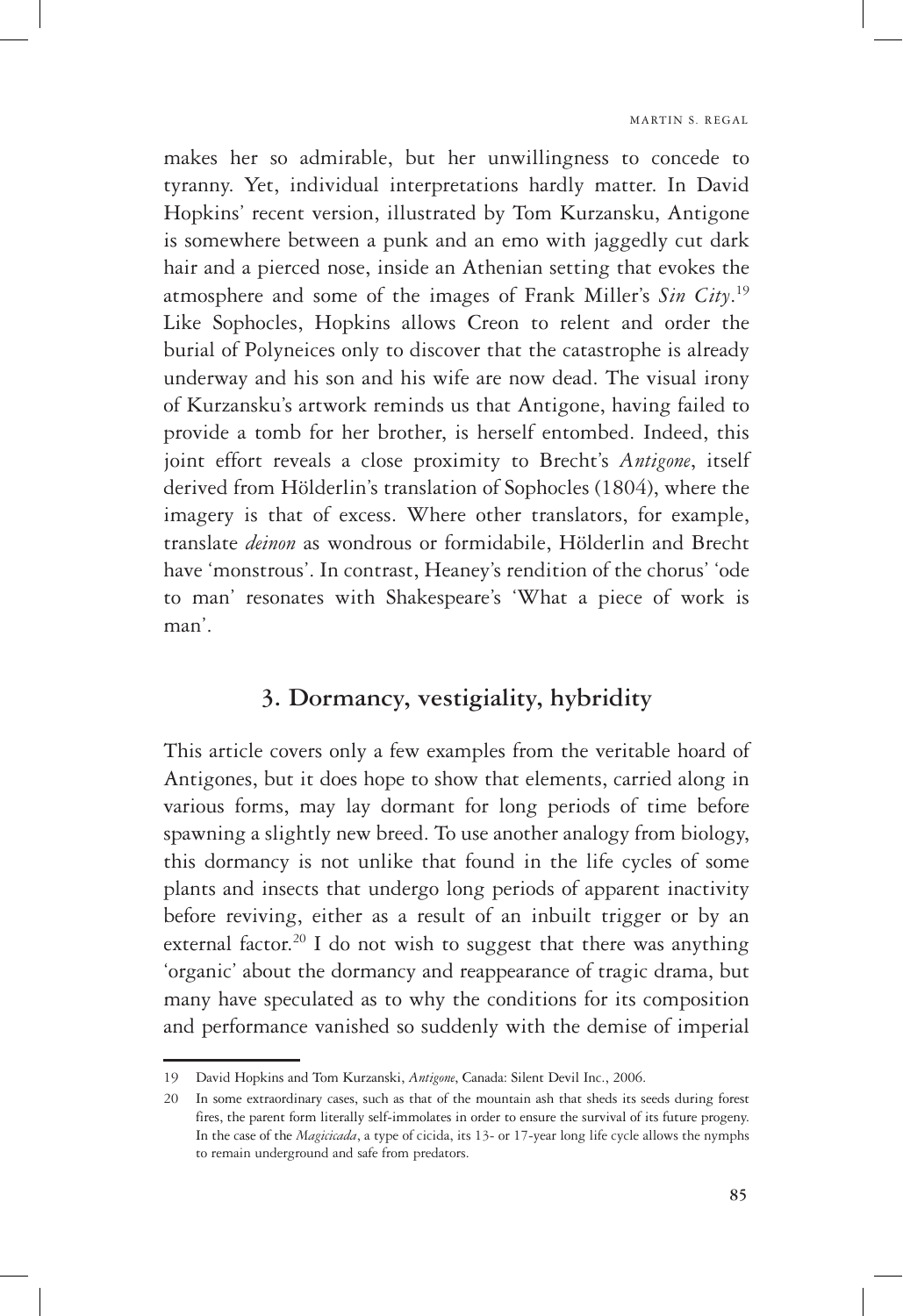makes her so admirable, but her unwillingness to concede to tyranny. Yet, individual interpretations hardly matter. In David Hopkins' recent version, illustrated by Tom Kurzansku, Antigone is somewhere between a punk and an emo with jaggedly cut dark hair and a pierced nose, inside an Athenian setting that evokes the atmosphere and some of the images of Frank Miller's *Sin City*.[19] Like Sophocles, Hopkins allows Creon to relent and order the burial of Polyneices only to discover that the catastrophe is already underway and his son and his wife are now dead. The visual irony of Kurzansku's artwork reminds us that Antigone, having failed to provide a tomb for her brother, is herself entombed. Indeed, this joint effort reveals a close proximity to Brecht's *Antigone*, itself derived from Hölderlin's translation of Sophocles (1804), where the imagery is that of excess. Where other translators, for example, translate *deinon* as wondrous or formidabile, Hölderlin and Brecht have 'monstrous'. In contrast, Heaney's rendition of the chorus' 'ode to man' resonates with Shakespeare's 'What a piece of work is man'.

## 3. Dormancy, vestigiality, hybridity

This article covers only a few examples from the veritable hoard of Antigones, but it does hope to show that elements, carried along in various forms, may lay dormant for long periods of time before spawning a slightly new breed. To use another analogy from biology, this dormancy is not unlike that found in the life cycles of some plants and insects that undergo long periods of apparent inactivity before reviving, either as a result of an inbuilt trigger or by an external factor.[20] I do not wish to suggest that there was anything 'organic' about the dormancy and reappearance of tragic drama, but many have speculated as to why the conditions for its composition and performance vanished so suddenly with the demise of imperial

---

19 David Hopkins and Tom Kurzanski, *Antigone*, Canada: Silent Devil Inc., 2006.

20 In some extraordinary cases, such as that of the mountain ash that sheds its seeds during forest fires, the parent form literally self-immolates in order to ensure the survival of its future progeny. In the case of the *Magicicada*, a type of cicida, its 13- or 17-year long life cycle allows the nymphs to remain underground and safe from predators.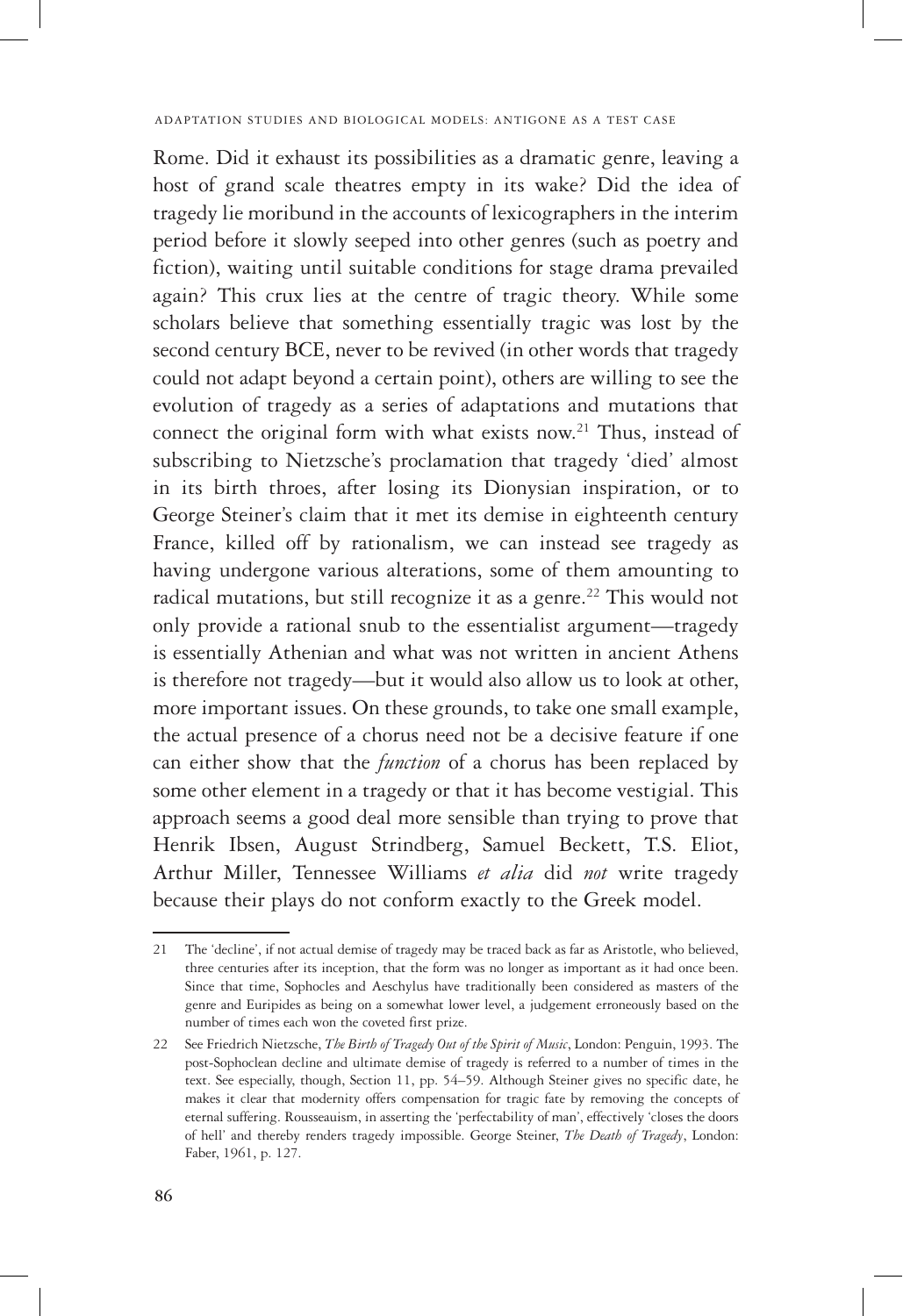Rome. Did it exhaust its possibilities as a dramatic genre, leaving a host of grand scale theatres empty in its wake? Did the idea of tragedy lie moribund in the accounts of lexicographers in the interim period before it slowly seeped into other genres (such as poetry and fiction), waiting until suitable conditions for stage drama prevailed again? This crux lies at the centre of tragic theory. While some scholars believe that something essentially tragic was lost by the second century BCE, never to be revived (in other words that tragedy could not adapt beyond a certain point), others are willing to see the evolution of tragedy as a series of adaptations and mutations that connect the original form with what exists now.[21] Thus, instead of subscribing to Nietzsche's proclamation that tragedy 'died' almost in its birth throes, after losing its Dionysian inspiration, or to George Steiner's claim that it met its demise in eighteenth century France, killed off by rationalism, we can instead see tragedy as having undergone various alterations, some of them amounting to radical mutations, but still recognize it as a genre.[22] This would not only provide a rational snub to the essentialist argument—tragedy is essentially Athenian and what was not written in ancient Athens is therefore not tragedy—but it would also allow us to look at other, more important issues. On these grounds, to take one small example, the actual presence of a chorus need not be a decisive feature if one can either show that the *function* of a chorus has been replaced by some other element in a tragedy or that it has become vestigial. This approach seems a good deal more sensible than trying to prove that Henrik Ibsen, August Strindberg, Samuel Beckett, T.S. Eliot, Arthur Miller, Tennessee Williams *et alia* did *not* write tragedy because their plays do not conform exactly to the Greek model.

---

21 The 'decline', if not actual demise of tragedy may be traced back as far as Aristotle, who believed, three centuries after its inception, that the form was no longer as important as it had once been. Since that time, Sophocles and Aeschylus have traditionally been considered as masters of the genre and Euripides as being on a somewhat lower level, a judgement erroneously based on the number of times each won the coveted first prize.

22 See Friedrich Nietzsche, *The Birth of Tragedy Out of the Spirit of Music*, London: Penguin, 1993. The post-Sophoclean decline and ultimate demise of tragedy is referred to a number of times in the text. See especially, though, Section 11, pp. 54–59. Although Steiner gives no specific date, he makes it clear that modernity offers compensation for tragic fate by removing the concepts of eternal suffering. Rousseauism, in asserting the 'perfectability of man', effectively 'closes the doors of hell' and thereby renders tragedy impossible. George Steiner, *The Death of Tragedy*, London: Faber, 1961, p. 127.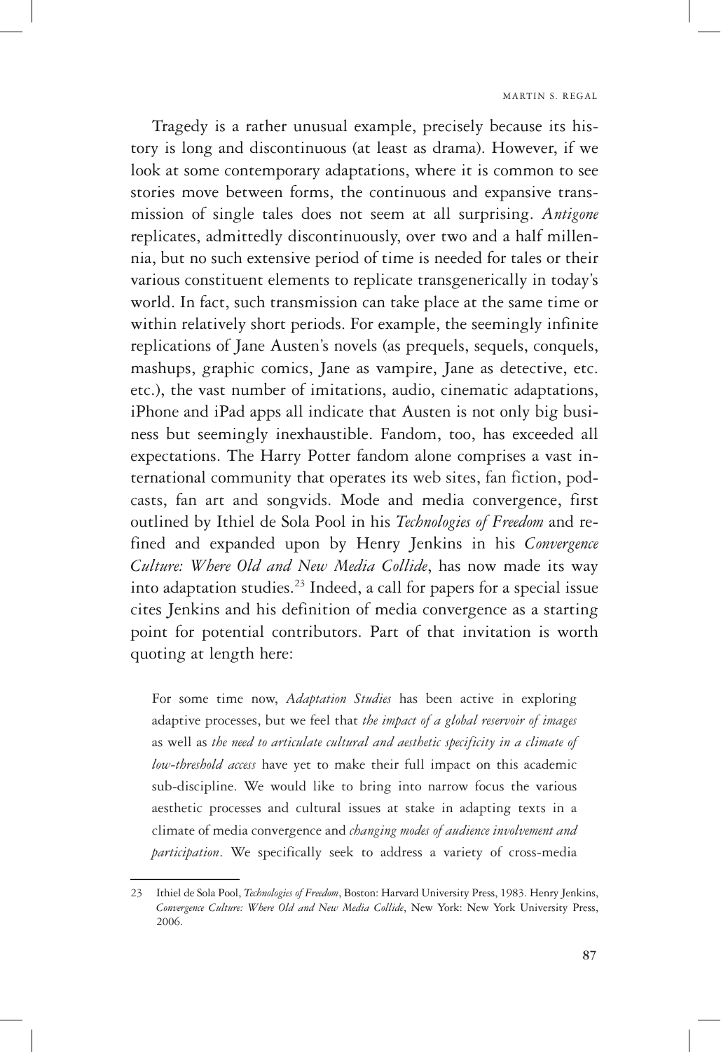Tragedy is a rather unusual example, precisely because its history is long and discontinuous (at least as drama). However, if we look at some contemporary adaptations, where it is common to see stories move between forms, the continuous and expansive transmission of single tales does not seem at all surprising. *Antigone* replicates, admittedly discontinuously, over two and a half millennia, but no such extensive period of time is needed for tales or their various constituent elements to replicate transgenerically in today's world. In fact, such transmission can take place at the same time or within relatively short periods. For example, the seemingly infinite replications of Jane Austen's novels (as prequels, sequels, conquels, mashups, graphic comics, Jane as vampire, Jane as detective, etc. etc.), the vast number of imitations, audio, cinematic adaptations, iPhone and iPad apps all indicate that Austen is not only big business but seemingly inexhaustible. Fandom, too, has exceeded all expectations. The Harry Potter fandom alone comprises a vast international community that operates its web sites, fan fiction, podcasts, fan art and songvids. Mode and media convergence, first outlined by Ithiel de Sola Pool in his *Technologies of Freedom* and refined and expanded upon by Henry Jenkins in his *Convergence Culture: Where Old and New Media Collide*, has now made its way into adaptation studies.[23] Indeed, a call for papers for a special issue cites Jenkins and his definition of media convergence as a starting point for potential contributors. Part of that invitation is worth quoting at length here:

> For some time now, *Adaptation Studies* has been active in exploring adaptive processes, but we feel that *the impact of a global reservoir of images* as well as *the need to articulate cultural and aesthetic specificity in a climate of low-threshold access* have yet to make their full impact on this academic sub-discipline. We would like to bring into narrow focus the various aesthetic processes and cultural issues at stake in adapting texts in a climate of media convergence and *changing modes of audience involvement and participation*. We specifically seek to address a variety of cross-media

---

23 Ithiel de Sola Pool, *Technologies of Freedom*, Boston: Harvard University Press, 1983. Henry Jenkins, *Convergence Culture: Where Old and New Media Collide*, New York: New York University Press, 2006.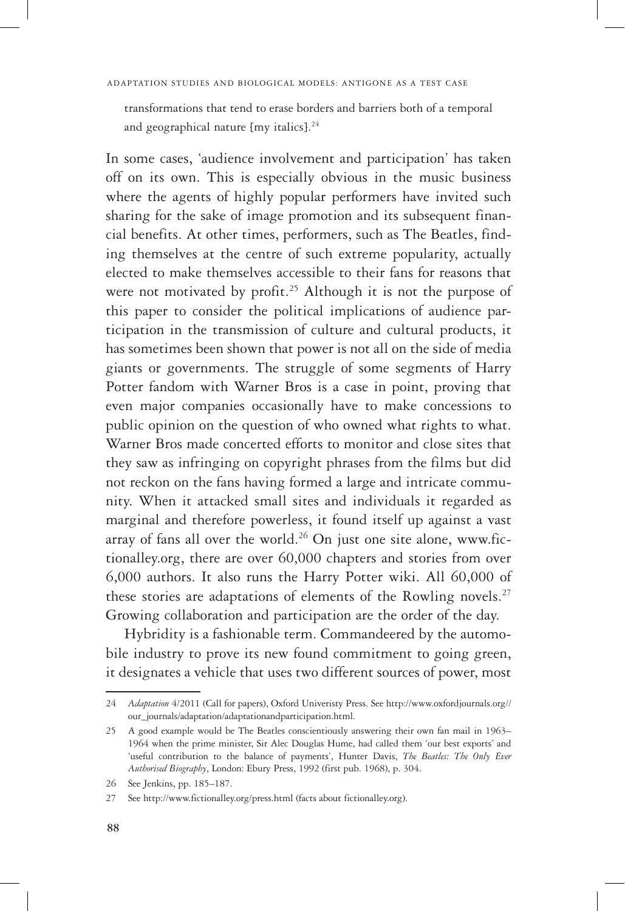transformations that tend to erase borders and barriers both of a temporal and geographical nature [my italics].[24]

In some cases, 'audience involvement and participation' has taken off on its own. This is especially obvious in the music business where the agents of highly popular performers have invited such sharing for the sake of image promotion and its subsequent financial benefits. At other times, performers, such as The Beatles, finding themselves at the centre of such extreme popularity, actually elected to make themselves accessible to their fans for reasons that were not motivated by profit.[25] Although it is not the purpose of this paper to consider the political implications of audience participation in the transmission of culture and cultural products, it has sometimes been shown that power is not all on the side of media giants or governments. The struggle of some segments of Harry Potter fandom with Warner Bros is a case in point, proving that even major companies occasionally have to make concessions to public opinion on the question of who owned what rights to what. Warner Bros made concerted efforts to monitor and close sites that they saw as infringing on copyright phrases from the films but did not reckon on the fans having formed a large and intricate community. When it attacked small sites and individuals it regarded as marginal and therefore powerless, it found itself up against a vast array of fans all over the world.[26] On just one site alone, www.fictionalley.org, there are over 60,000 chapters and stories from over 6,000 authors. It also runs the Harry Potter wiki. All 60,000 of these stories are adaptations of elements of the Rowling novels.[27] Growing collaboration and participation are the order of the day.

Hybridity is a fashionable term. Commandeered by the automobile industry to prove its new found commitment to going green, it designates a vehicle that uses two different sources of power, most

---

24 *Adaptation* 4/2011 (Call for papers), Oxford Univeristy Press. See http://www.oxfordjournals.org//our_journals/adaptation/adaptationandparticipation.html.

25 A good example would be The Beatles conscientiously answering their own fan mail in 1963–1964 when the prime minister, Sir Alec Douglas Hume, had called them 'our best exports' and 'useful contribution to the balance of payments', Hunter Davis, *The Beatles: The Only Ever Authorised Biography*, London: Ebury Press, 1992 (first pub. 1968), p. 304.

26 See Jenkins, pp. 185–187.

27 See http://www.fictionalley.org/press.html (facts about fictionalley.org).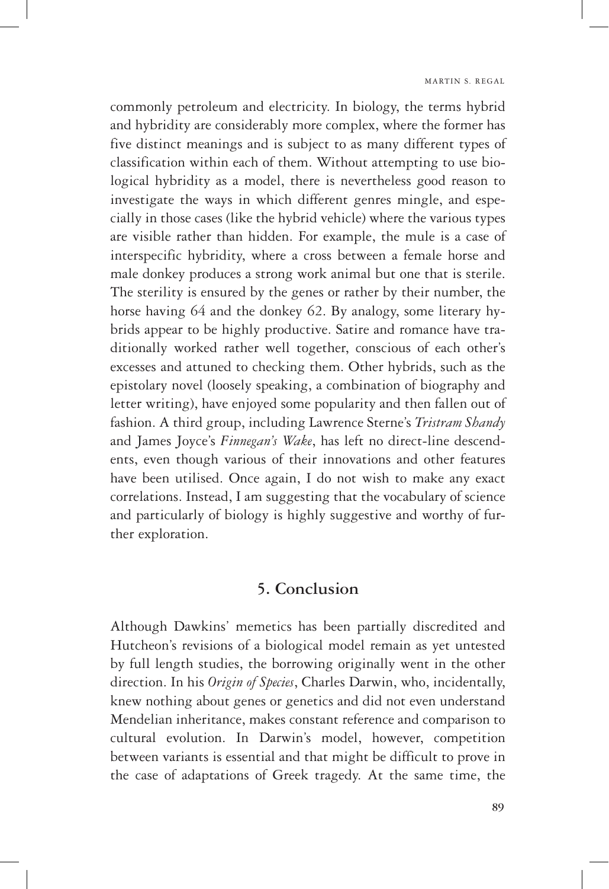commonly petroleum and electricity. In biology, the terms hybrid and hybridity are considerably more complex, where the former has five distinct meanings and is subject to as many different types of classification within each of them. Without attempting to use biological hybridity as a model, there is nevertheless good reason to investigate the ways in which different genres mingle, and especially in those cases (like the hybrid vehicle) where the various types are visible rather than hidden. For example, the mule is a case of interspecific hybridity, where a cross between a female horse and male donkey produces a strong work animal but one that is sterile. The sterility is ensured by the genes or rather by their number, the horse having 64 and the donkey 62. By analogy, some literary hybrids appear to be highly productive. Satire and romance have traditionally worked rather well together, conscious of each other's excesses and attuned to checking them. Other hybrids, such as the epistolary novel (loosely speaking, a combination of biography and letter writing), have enjoyed some popularity and then fallen out of fashion. A third group, including Lawrence Sterne's *Tristram Shandy* and James Joyce's *Finnegan's Wake*, has left no direct-line descendents, even though various of their innovations and other features have been utilised. Once again, I do not wish to make any exact correlations. Instead, I am suggesting that the vocabulary of science and particularly of biology is highly suggestive and worthy of further exploration.

## 5. Conclusion

Although Dawkins' memetics has been partially discredited and Hutcheon's revisions of a biological model remain as yet untested by full length studies, the borrowing originally went in the other direction. In his *Origin of Species*, Charles Darwin, who, incidentally, knew nothing about genes or genetics and did not even understand Mendelian inheritance, makes constant reference and comparison to cultural evolution. In Darwin's model, however, competition between variants is essential and that might be difficult to prove in the case of adaptations of Greek tragedy. At the same time, the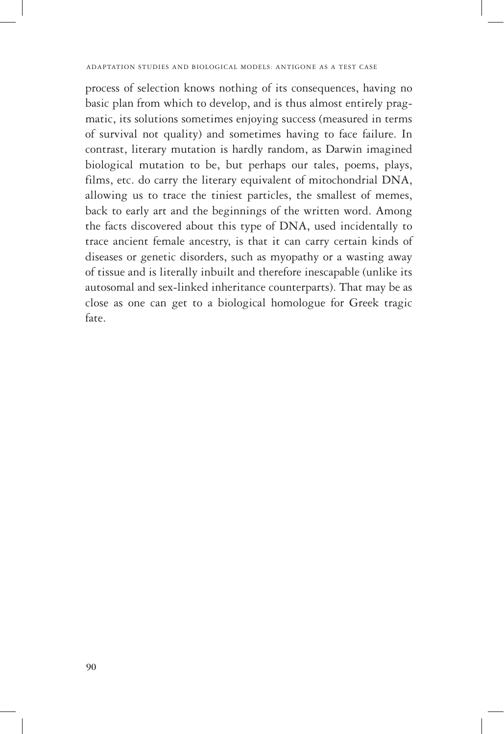process of selection knows nothing of its consequences, having no basic plan from which to develop, and is thus almost entirely pragmatic, its solutions sometimes enjoying success (measured in terms of survival not quality) and sometimes having to face failure. In contrast, literary mutation is hardly random, as Darwin imagined biological mutation to be, but perhaps our tales, poems, plays, films, etc. do carry the literary equivalent of mitochondrial DNA, allowing us to trace the tiniest particles, the smallest of memes, back to early art and the beginnings of the written word. Among the facts discovered about this type of DNA, used incidentally to trace ancient female ancestry, is that it can carry certain kinds of diseases or genetic disorders, such as myopathy or a wasting away of tissue and is literally inbuilt and therefore inescapable (unlike its autosomal and sex-linked inheritance counterparts). That may be as close as one can get to a biological homologue for Greek tragic fate.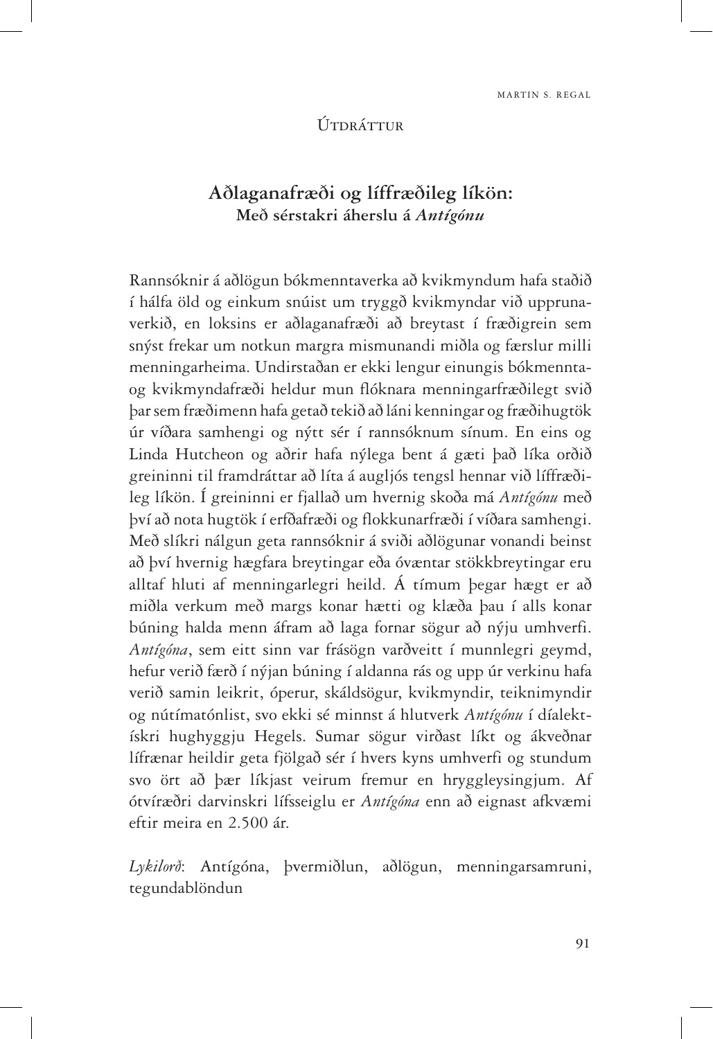## Útdráttur

### Aðlaganafræði og líffræðileg líkön: Með sérstakri áherslu á *Antígónu*

Rannsóknir á aðlögun bókmenntaverka að kvikmyndum hafa staðið í hálfa öld og einkum snúist um tryggð kvikmyndar við upprunaverkið, en loksins er aðlaganafræði að breytast í fræðigrein sem snýst frekar um notkun margra mismunandi miðla og færslur milli menningarheima. Undirstaðan er ekki lengur einungis bókmennta- og kvikmyndafræði heldur mun flóknara menningarfræðilegt svið þar sem fræðimenn hafa getað tekið að láni kenningar og fræðihugtök úr víðara samhengi og nýtt sér í rannsóknum sínum. En eins og Linda Hutcheon og aðrir hafa nýlega bent á gæti það líka orðið greininni til framdráttar að líta á augljós tengsl hennar við líffræðileg líkön. Í greininni er fjallað um hvernig skoða má *Antígónu* með því að nota hugtök í erfðafræði og flokkunarfræði í víðara samhengi. Með slíkri nálgun geta rannsóknir á sviði aðlögunar vonandi beinst að því hvernig hægfara breytingar eða óvæntar stökkbreytingar eru alltaf hluti af menningarlegri heild. Á tímum þegar hægt er að miðla verkum með margs konar hætti og klæða þau í alls konar búning halda menn áfram að laga fornar sögur að nýju umhverfi. *Antígóna*, sem eitt sinn var frásögn varðveitt í munnlegri geymd, hefur verið færð í nýjan búning í aldanna rás og upp úr verkinu hafa verið samin leikrit, óperur, skáldsögur, kvikmyndir, teiknimyndir og nútímatónlist, svo ekki sé minnst á hlutverk *Antígónu* í díalektískri hughyggju Hegels. Sumar sögur virðast líkt og ákveðnar lífrænar heildir geta fjölgað sér í hvers kyns umhverfi og stundum svo ört að þær líkjast veirum fremur en hryggleysingjum. Af ótvíræðri darvinskri lífsseiglu er *Antígóna* enn að eignast afkvæmi eftir meira en 2.500 ár.

*Lykilorð*: Antígóna, þvermiðlun, aðlögun, menningarsamruni, tegundablöndun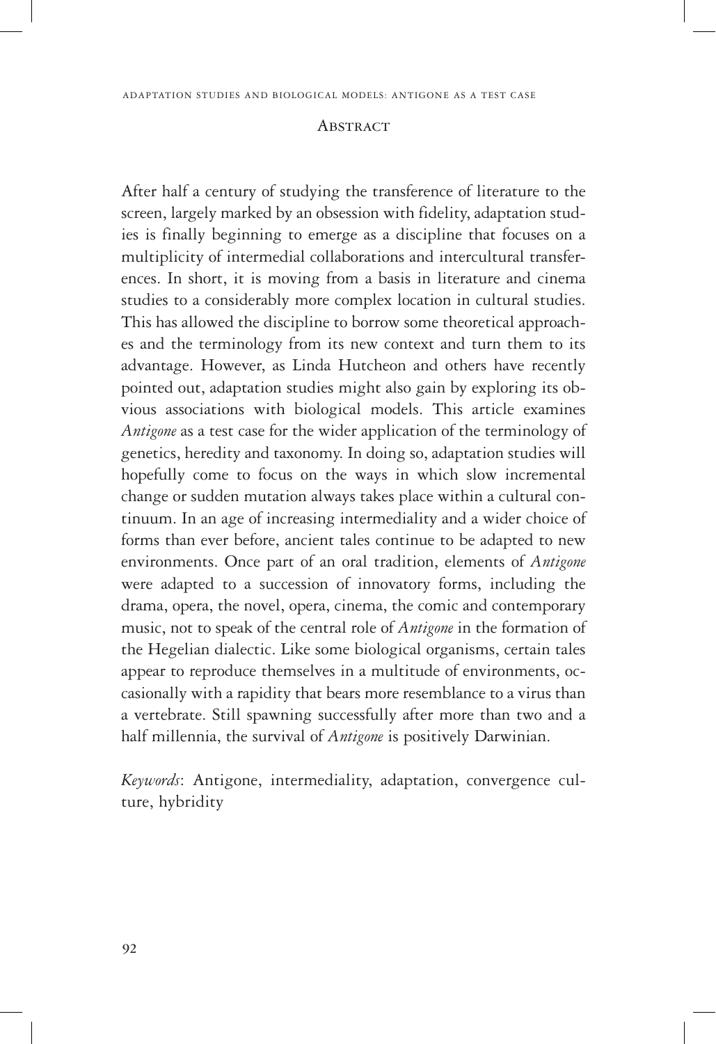## Abstract

After half a century of studying the transference of literature to the screen, largely marked by an obsession with fidelity, adaptation studies is finally beginning to emerge as a discipline that focuses on a multiplicity of intermedial collaborations and intercultural transferences. In short, it is moving from a basis in literature and cinema studies to a considerably more complex location in cultural studies. This has allowed the discipline to borrow some theoretical approaches and the terminology from its new context and turn them to its advantage. However, as Linda Hutcheon and others have recently pointed out, adaptation studies might also gain by exploring its obvious associations with biological models. This article examines *Antigone* as a test case for the wider application of the terminology of genetics, heredity and taxonomy. In doing so, adaptation studies will hopefully come to focus on the ways in which slow incremental change or sudden mutation always takes place within a cultural continuum. In an age of increasing intermediality and a wider choice of forms than ever before, ancient tales continue to be adapted to new environments. Once part of an oral tradition, elements of *Antigone* were adapted to a succession of innovatory forms, including the drama, opera, the novel, opera, cinema, the comic and contemporary music, not to speak of the central role of *Antigone* in the formation of the Hegelian dialectic. Like some biological organisms, certain tales appear to reproduce themselves in a multitude of environments, occasionally with a rapidity that bears more resemblance to a virus than a vertebrate. Still spawning successfully after more than two and a half millennia, the survival of *Antigone* is positively Darwinian.

*Keywords*: Antigone, intermediality, adaptation, convergence culture, hybridity